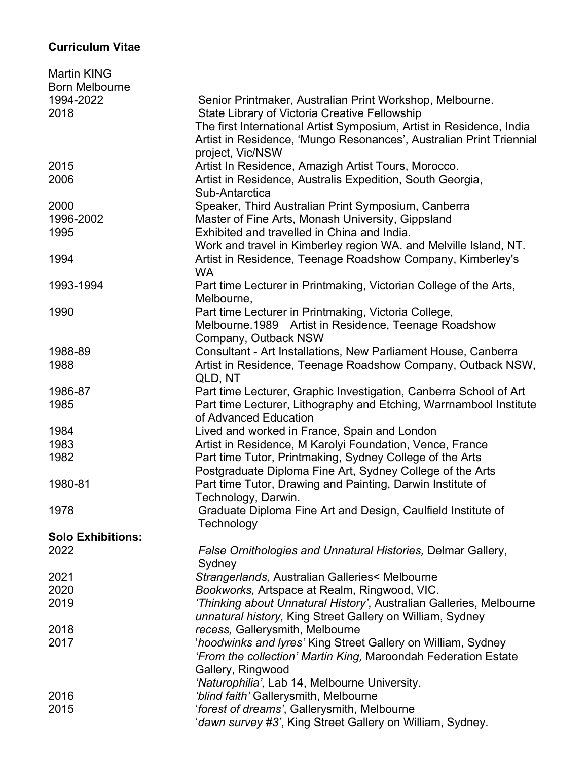**Curriculum Vitae**

Martin KING
Born Melbourne

| | |
|---|---|
| 1994-2022 | Senior Printmaker, Australian Print Workshop, Melbourne. |
| 2018 | State Library of Victoria Creative Fellowship<br>The first International Artist Symposium, Artist in Residence, India<br>Artist in Residence, 'Mungo Resonances', Australian Print Triennial project, Vic/NSW |
| 2015 | Artist In Residence, Amazigh Artist Tours, Morocco. |
| 2006 | Artist in Residence, Australis Expedition, South Georgia, Sub-Antarctica |
| 2000 | Speaker, Third Australian Print Symposium, Canberra |
| 1996-2002 | Master of Fine Arts, Monash University, Gippsland |
| 1995 | Exhibited and travelled in China and India.<br>Work and travel in Kimberley region WA. and Melville Island, NT. |
| 1994 | Artist in Residence, Teenage Roadshow Company, Kimberley's WA |
| 1993-1994 | Part time Lecturer in Printmaking, Victorian College of the Arts, Melbourne, |
| 1990 | Part time Lecturer in Printmaking, Victoria College, Melbourne.1989 Artist in Residence, Teenage Roadshow Company, Outback NSW |
| 1988-89 | Consultant - Art Installations, New Parliament House, Canberra |
| 1988 | Artist in Residence, Teenage Roadshow Company, Outback NSW, QLD, NT |
| 1986-87 | Part time Lecturer, Graphic Investigation, Canberra School of Art |
| 1985 | Part time Lecturer, Lithography and Etching, Warrnambool Institute of Advanced Education |
| 1984 | Lived and worked in France, Spain and London |
| 1983 | Artist in Residence, M Karolyi Foundation, Vence, France |
| 1982 | Part time Tutor, Printmaking, Sydney College of the Arts<br>Postgraduate Diploma Fine Art, Sydney College of the Arts |
| 1980-81 | Part time Tutor, Drawing and Painting, Darwin Institute of Technology, Darwin. |
| 1978 | Graduate Diploma Fine Art and Design, Caulfield Institute of Technology |

**Solo Exhibitions:**

| | |
|---|---|
| 2022 | *False Ornithologies and Unnatural Histories,* Delmar Gallery, Sydney |
| 2021 | *Strangerlands,* Australian Galleries< Melbourne |
| 2020 | *Bookworks,* Artspace at Realm, Ringwood, VIC. |
| 2019 | *'Thinking about Unnatural History'*, Australian Galleries, Melbourne<br>*unnatural history,* King Street Gallery on William, Sydney |
| 2018 | *recess,* Gallerysmith, Melbourne |
| 2017 | '*hoodwinks and lyres'* King Street Gallery on William, Sydney<br>*'From the collection' Martin King,* Maroondah Federation Estate Gallery, Ringwood<br>*'Naturophilia',* Lab 14, Melbourne University. |
| 2016 | *'blind faith'* Gallerysmith, Melbourne |
| 2015 | '*forest of dreams'*, Gallerysmith, Melbourne<br>'*dawn survey #3'*, King Street Gallery on William, Sydney. |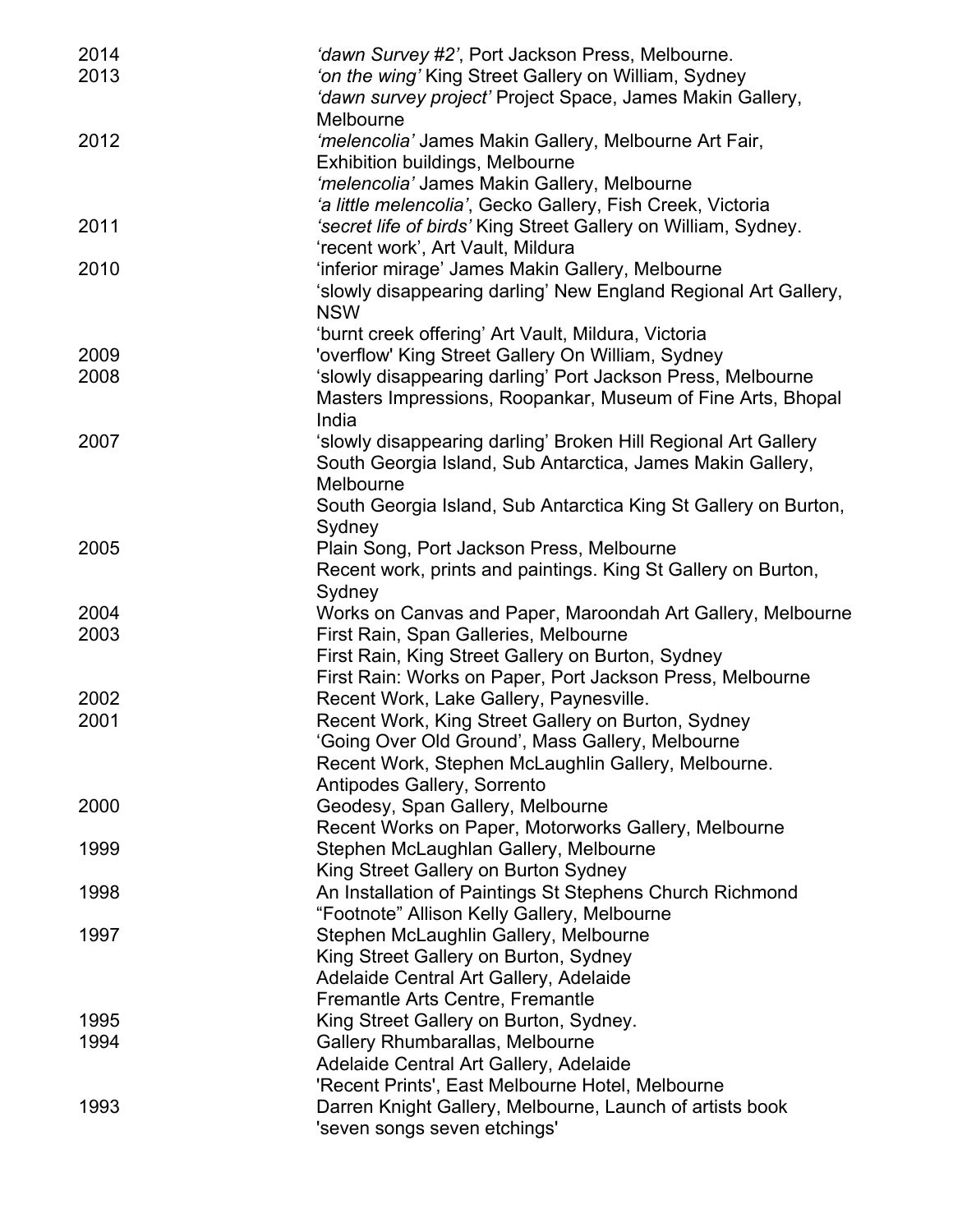2014 *'dawn Survey #2'*, Port Jackson Press, Melbourne.

2013 *'on the wing'* King Street Gallery on William, Sydney
*'dawn survey project'* Project Space, James Makin Gallery, Melbourne

2012 *'melencolia'* James Makin Gallery, Melbourne Art Fair, Exhibition buildings, Melbourne
*'melencolia'* James Makin Gallery, Melbourne
*'a little melencolia'*, Gecko Gallery, Fish Creek, Victoria

2011 *'secret life of birds'* King Street Gallery on William, Sydney.
'recent work', Art Vault, Mildura

2010 'inferior mirage' James Makin Gallery, Melbourne
'slowly disappearing darling' New England Regional Art Gallery, NSW
'burnt creek offering' Art Vault, Mildura, Victoria

2009 'overflow' King Street Gallery On William, Sydney

2008 'slowly disappearing darling' Port Jackson Press, Melbourne
Masters Impressions, Roopankar, Museum of Fine Arts, Bhopal India

2007 'slowly disappearing darling' Broken Hill Regional Art Gallery
South Georgia Island, Sub Antarctica, James Makin Gallery, Melbourne
South Georgia Island, Sub Antarctica King St Gallery on Burton, Sydney

2005 Plain Song, Port Jackson Press, Melbourne
Recent work, prints and paintings. King St Gallery on Burton, Sydney

2004 Works on Canvas and Paper, Maroondah Art Gallery, Melbourne

2003 First Rain, Span Galleries, Melbourne
First Rain, King Street Gallery on Burton, Sydney
First Rain: Works on Paper, Port Jackson Press, Melbourne

2002 Recent Work, Lake Gallery, Paynesville.

2001 Recent Work, King Street Gallery on Burton, Sydney
'Going Over Old Ground', Mass Gallery, Melbourne
Recent Work, Stephen McLaughlin Gallery, Melbourne.
Antipodes Gallery, Sorrento

2000 Geodesy, Span Gallery, Melbourne
Recent Works on Paper, Motorworks Gallery, Melbourne

1999 Stephen McLaughlan Gallery, Melbourne
King Street Gallery on Burton Sydney

1998 An Installation of Paintings St Stephens Church Richmond
"Footnote" Allison Kelly Gallery, Melbourne

1997 Stephen McLaughlin Gallery, Melbourne
King Street Gallery on Burton, Sydney
Adelaide Central Art Gallery, Adelaide
Fremantle Arts Centre, Fremantle

1995 King Street Gallery on Burton, Sydney.

1994 Gallery Rhumbarallas, Melbourne
Adelaide Central Art Gallery, Adelaide
'Recent Prints', East Melbourne Hotel, Melbourne

1993 Darren Knight Gallery, Melbourne, Launch of artists book 'seven songs seven etchings'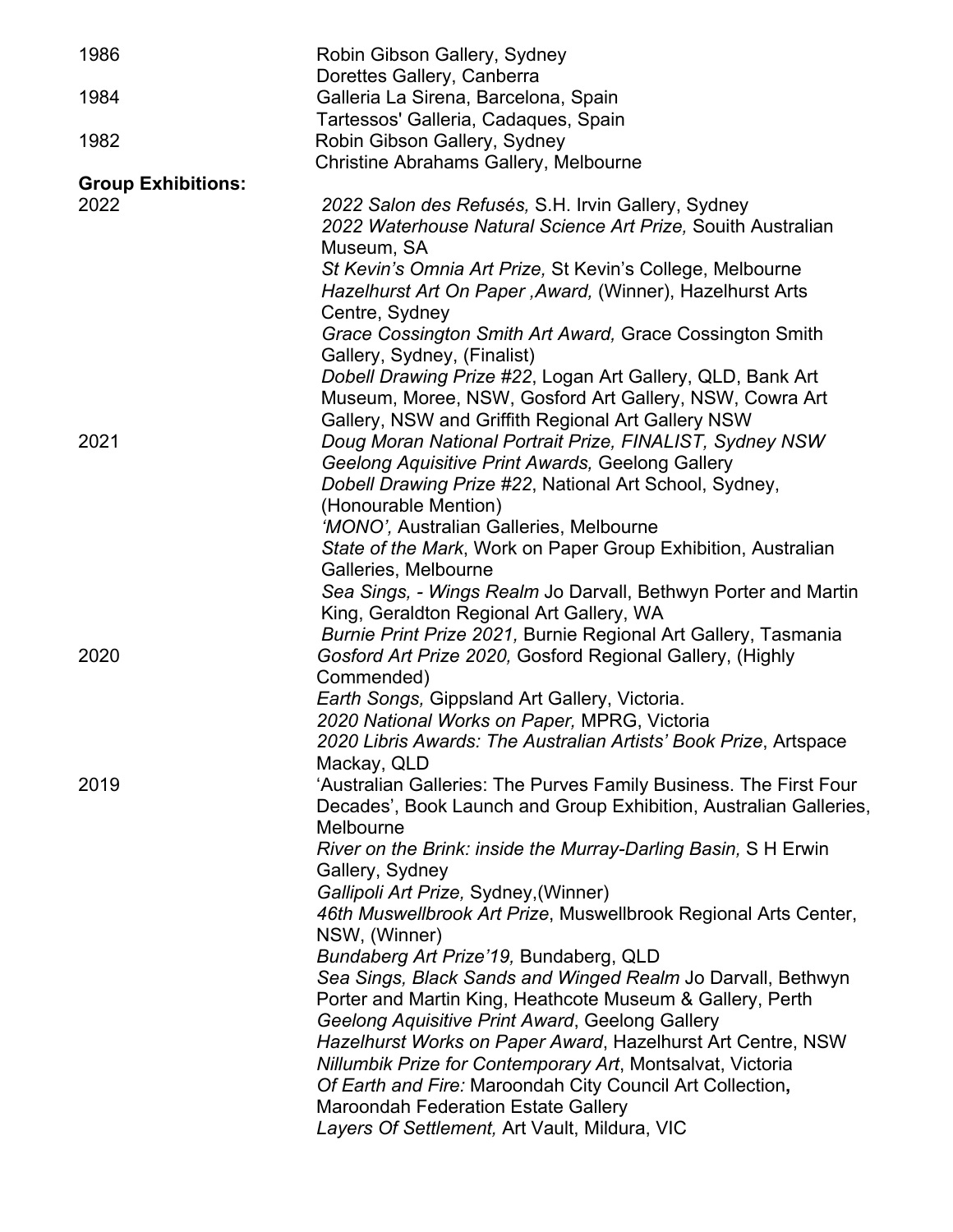1986 Robin Gibson Gallery, Sydney
Dorettes Gallery, Canberra

1984 Galleria La Sirena, Barcelona, Spain
Tartessos' Galleria, Cadaques, Spain

1982 Robin Gibson Gallery, Sydney
Christine Abrahams Gallery, Melbourne

**Group Exhibitions:**

2022
*2022 Salon des Refusés,* S.H. Irvin Gallery, Sydney
*2022 Waterhouse Natural Science Art Prize,* Souith Australian Museum, SA
*St Kevin's Omnia Art Prize,* St Kevin's College, Melbourne
*Hazelhurst Art On Paper ,Award,* (Winner), Hazelhurst Arts Centre, Sydney
*Grace Cossington Smith Art Award,* Grace Cossington Smith Gallery, Sydney, (Finalist)
*Dobell Drawing Prize #22*, Logan Art Gallery, QLD, Bank Art Museum, Moree, NSW, Gosford Art Gallery, NSW, Cowra Art Gallery, NSW and Griffith Regional Art Gallery NSW

2021
*Doug Moran National Portrait Prize, FINALIST, Sydney NSW*
*Geelong Aquisitive Print Awards,* Geelong Gallery
*Dobell Drawing Prize #22*, National Art School, Sydney, (Honourable Mention)
*'MONO',* Australian Galleries, Melbourne
*State of the Mark*, Work on Paper Group Exhibition, Australian Galleries, Melbourne
*Sea Sings, - Wings Realm* Jo Darvall, Bethwyn Porter and Martin King, Geraldton Regional Art Gallery, WA
*Burnie Print Prize 2021,* Burnie Regional Art Gallery, Tasmania

2020
*Gosford Art Prize 2020,* Gosford Regional Gallery, (Highly Commended)
*Earth Songs,* Gippsland Art Gallery, Victoria.
*2020 National Works on Paper,* MPRG, Victoria
*2020 Libris Awards: The Australian Artists' Book Prize*, Artspace Mackay, QLD

2019
'Australian Galleries: The Purves Family Business. The First Four Decades', Book Launch and Group Exhibition, Australian Galleries, Melbourne
*River on the Brink: inside the Murray-Darling Basin,* S H Erwin Gallery, Sydney
*Gallipoli Art Prize,* Sydney,(Winner)
*46th Muswellbrook Art Prize*, Muswellbrook Regional Arts Center, NSW, (Winner)
*Bundaberg Art Prize'19,* Bundaberg, QLD
*Sea Sings, Black Sands and Winged Realm* Jo Darvall, Bethwyn Porter and Martin King, Heathcote Museum & Gallery, Perth
*Geelong Aquisitive Print Award*, Geelong Gallery
*Hazelhurst Works on Paper Award*, Hazelhurst Art Centre, NSW
*Nillumbik Prize for Contemporary Art*, Montsalvat, Victoria
*Of Earth and Fire:* Maroondah City Council Art Collection**,** Maroondah Federation Estate Gallery
*Layers Of Settlement,* Art Vault, Mildura, VIC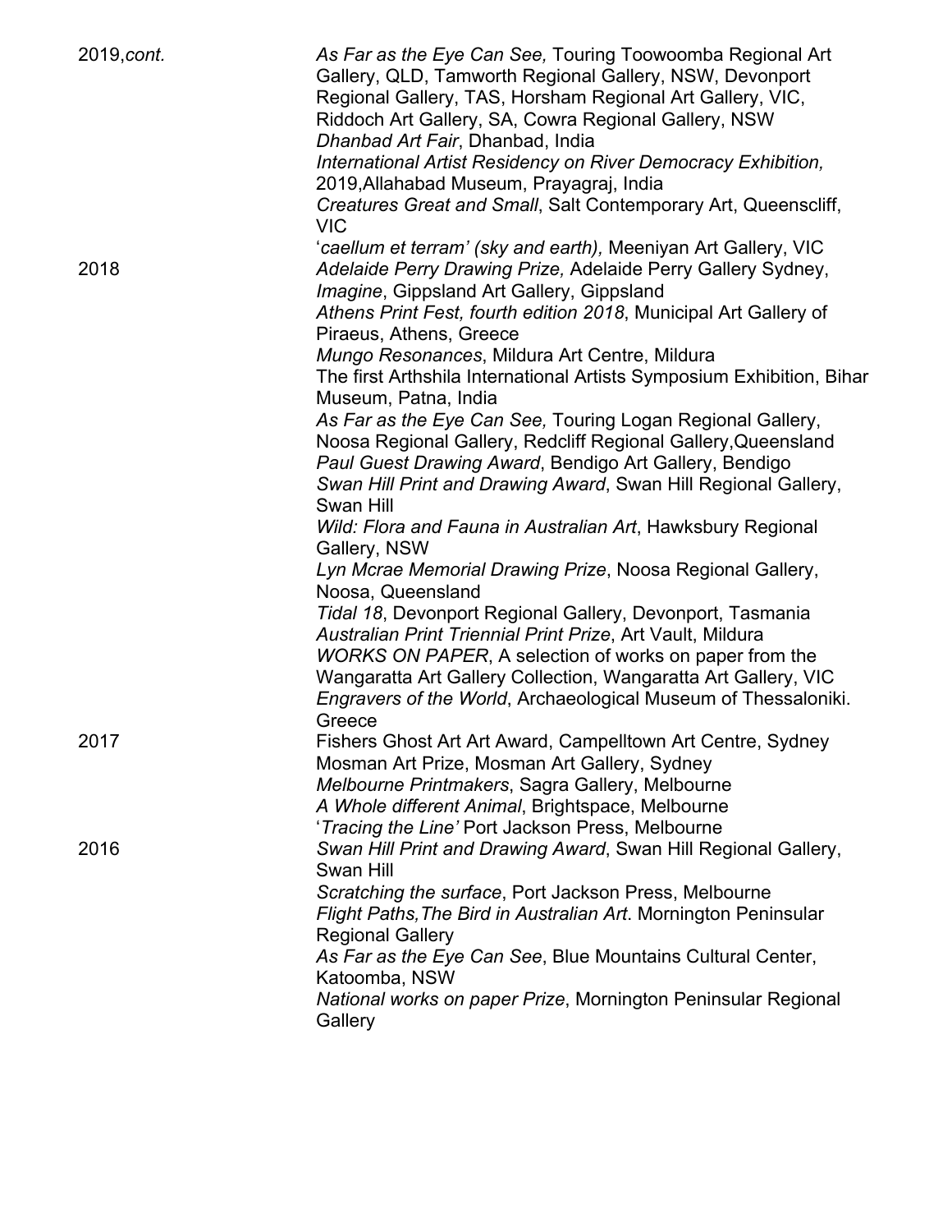**2019,*cont.***

*As Far as the Eye Can See,* Touring Toowoomba Regional Art Gallery, QLD, Tamworth Regional Gallery, NSW, Devonport Regional Gallery, TAS, Horsham Regional Art Gallery, VIC, Riddoch Art Gallery, SA, Cowra Regional Gallery, NSW
*Dhanbad Art Fair*, Dhanbad, India
*International Artist Residency on River Democracy Exhibition,* 2019,Allahabad Museum, Prayagraj, India
*Creatures Great and Small*, Salt Contemporary Art, Queenscliff, VIC
'*caellum et terram' (sky and earth),* Meeniyan Art Gallery, VIC

**2018**

*Adelaide Perry Drawing Prize,* Adelaide Perry Gallery Sydney,
*Imagine*, Gippsland Art Gallery, Gippsland
*Athens Print Fest, fourth edition 2018*, Municipal Art Gallery of Piraeus, Athens, Greece
*Mungo Resonances*, Mildura Art Centre, Mildura
The first Arthshila International Artists Symposium Exhibition, Bihar Museum, Patna, India
*As Far as the Eye Can See,* Touring Logan Regional Gallery, Noosa Regional Gallery, Redcliff Regional Gallery,Queensland
*Paul Guest Drawing Award*, Bendigo Art Gallery, Bendigo
*Swan Hill Print and Drawing Award*, Swan Hill Regional Gallery, Swan Hill
*Wild: Flora and Fauna in Australian Art*, Hawksbury Regional Gallery, NSW
*Lyn Mcrae Memorial Drawing Prize*, Noosa Regional Gallery, Noosa, Queensland
*Tidal 18*, Devonport Regional Gallery, Devonport, Tasmania
*Australian Print Triennial Print Prize*, Art Vault, Mildura
*WORKS ON PAPER*, A selection of works on paper from the Wangaratta Art Gallery Collection, Wangaratta Art Gallery, VIC
*Engravers of the World*, Archaeological Museum of Thessaloniki. Greece

**2017**

Fishers Ghost Art Art Award, Campelltown Art Centre, Sydney
Mosman Art Prize, Mosman Art Gallery, Sydney
*Melbourne Printmakers*, Sagra Gallery, Melbourne
*A Whole different Animal*, Brightspace, Melbourne
'*Tracing the Line'* Port Jackson Press, Melbourne

**2016**

*Swan Hill Print and Drawing Award*, Swan Hill Regional Gallery, Swan Hill
*Scratching the surface*, Port Jackson Press, Melbourne
*Flight Paths,The Bird in Australian Art*. Mornington Peninsular Regional Gallery
*As Far as the Eye Can See*, Blue Mountains Cultural Center, Katoomba, NSW
*National works on paper Prize*, Mornington Peninsular Regional Gallery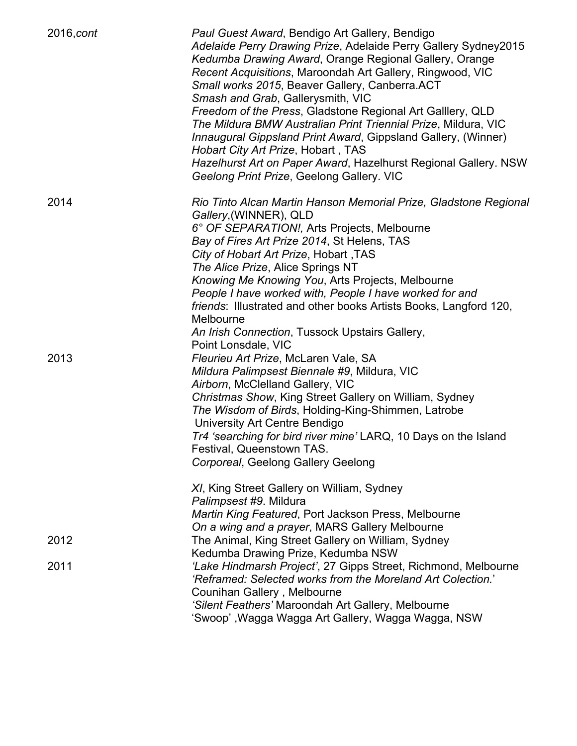| | |
|---|---|
| 2016,*cont* | *Paul Guest Award*, Bendigo Art Gallery, Bendigo<br>*Adelaide Perry Drawing Prize*, Adelaide Perry Gallery Sydney2015<br>*Kedumba Drawing Award*, Orange Regional Gallery, Orange<br>*Recent Acquisitions*, Maroondah Art Gallery, Ringwood, VIC<br>*Small works 2015*, Beaver Gallery, Canberra.ACT<br>*Smash and Grab*, Gallerysmith, VIC<br>*Freedom of the Press*, Gladstone Regional Art Galllery, QLD<br>*The Mildura BMW Australian Print Triennial Prize*, Mildura, VIC<br>*Innaugural Gippsland Print Award*, Gippsland Gallery, (Winner)<br>*Hobart City Art Prize*, Hobart , TAS<br>*Hazelhurst Art on Paper Award*, Hazelhurst Regional Gallery. NSW<br>*Geelong Print Prize*, Geelong Gallery. VIC |
| 2014 | *Rio Tinto Alcan Martin Hanson Memorial Prize, Gladstone Regional Gallery*,(WINNER), QLD<br>*6° OF SEPARATION!,* Arts Projects, Melbourne<br>*Bay of Fires Art Prize 2014*, St Helens, TAS<br>*City of Hobart Art Prize*, Hobart ,TAS<br>*The Alice Prize*, Alice Springs NT<br>*Knowing Me Knowing You*, Arts Projects, Melbourne<br>*People I have worked with, People I have worked for and friends*: Illustrated and other books Artists Books, Langford 120, Melbourne<br>*An Irish Connection*, Tussock Upstairs Gallery, Point Lonsdale, VIC |
| 2013 | *Fleurieu Art Prize*, McLaren Vale, SA<br>*Mildura Palimpsest Biennale #9*, Mildura, VIC<br>*Airborn*, McClelland Gallery, VIC<br>*Christmas Show*, King Street Gallery on William, Sydney<br>*The Wisdom of Birds*, Holding-King-Shimmen, Latrobe University Art Centre Bendigo<br>*Tr4 'searching for bird river mine'* LARQ, 10 Days on the Island Festival, Queenstown TAS.<br>*Corporeal*, Geelong Gallery Geelong<br><br>*XI*, King Street Gallery on William, Sydney<br>*Palimpsest #9*. Mildura<br>*Martin King Featured*, Port Jackson Press, Melbourne<br>*On a wing and a prayer*, MARS Gallery Melbourne |
| 2012 | The Animal, King Street Gallery on William, Sydney<br>Kedumba Drawing Prize, Kedumba NSW |
| 2011 | *'Lake Hindmarsh Project'*, 27 Gipps Street, Richmond, Melbourne<br>*'Reframed: Selected works from the Moreland Art Colection.'* Counihan Gallery , Melbourne<br>*'Silent Feathers'* Maroondah Art Gallery, Melbourne<br>'Swoop' ,Wagga Wagga Art Gallery, Wagga Wagga, NSW |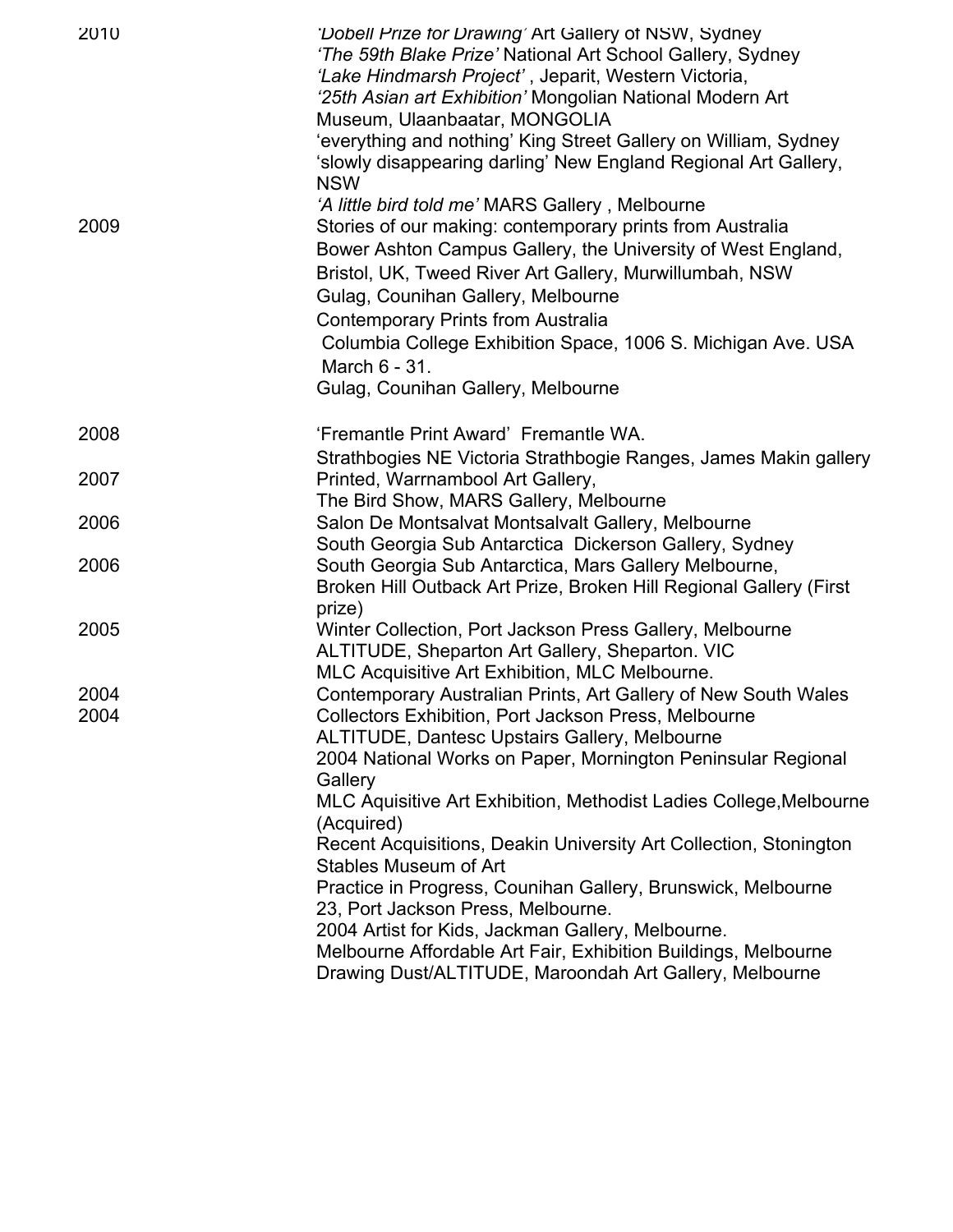2010

*'Dobell Prize for Drawing'* Art Gallery of NSW, Sydney
*'The 59th Blake Prize'* National Art School Gallery, Sydney
*'Lake Hindmarsh Project'* , Jeparit, Western Victoria,
*'25th Asian art Exhibition'* Mongolian National Modern Art Museum, Ulaanbaatar, MONGOLIA
'everything and nothing' King Street Gallery on William, Sydney
'slowly disappearing darling' New England Regional Art Gallery, NSW
*'A little bird told me'* MARS Gallery , Melbourne

2009

Stories of our making: contemporary prints from Australia
Bower Ashton Campus Gallery, the University of West England, Bristol, UK, Tweed River Art Gallery, Murwillumbah, NSW
Gulag, Counihan Gallery, Melbourne
Contemporary Prints from Australia
Columbia College Exhibition Space, 1006 S. Michigan Ave. USA March 6 - 31.
Gulag, Counihan Gallery, Melbourne

2008

'Fremantle Print Award' Fremantle WA.
Strathbogies NE Victoria Strathbogie Ranges, James Makin gallery

2007

Printed, Warrnambool Art Gallery,
The Bird Show, MARS Gallery, Melbourne

2006

Salon De Montsalvat Montsalvalt Gallery, Melbourne
South Georgia Sub Antarctica Dickerson Gallery, Sydney

2006

South Georgia Sub Antarctica, Mars Gallery Melbourne,
Broken Hill Outback Art Prize, Broken Hill Regional Gallery (First prize)

2005

Winter Collection, Port Jackson Press Gallery, Melbourne
ALTITUDE, Sheparton Art Gallery, Sheparton. VIC
MLC Acquisitive Art Exhibition, MLC Melbourne.

2004

Contemporary Australian Prints, Art Gallery of New South Wales

2004

Collectors Exhibition, Port Jackson Press, Melbourne
ALTITUDE, Dantesc Upstairs Gallery, Melbourne
2004 National Works on Paper, Mornington Peninsular Regional Gallery
MLC Aquisitive Art Exhibition, Methodist Ladies College,Melbourne (Acquired)
Recent Acquisitions, Deakin University Art Collection, Stonington Stables Museum of Art
Practice in Progress, Counihan Gallery, Brunswick, Melbourne
23, Port Jackson Press, Melbourne.
2004 Artist for Kids, Jackman Gallery, Melbourne.
Melbourne Affordable Art Fair, Exhibition Buildings, Melbourne
Drawing Dust/ALTITUDE, Maroondah Art Gallery, Melbourne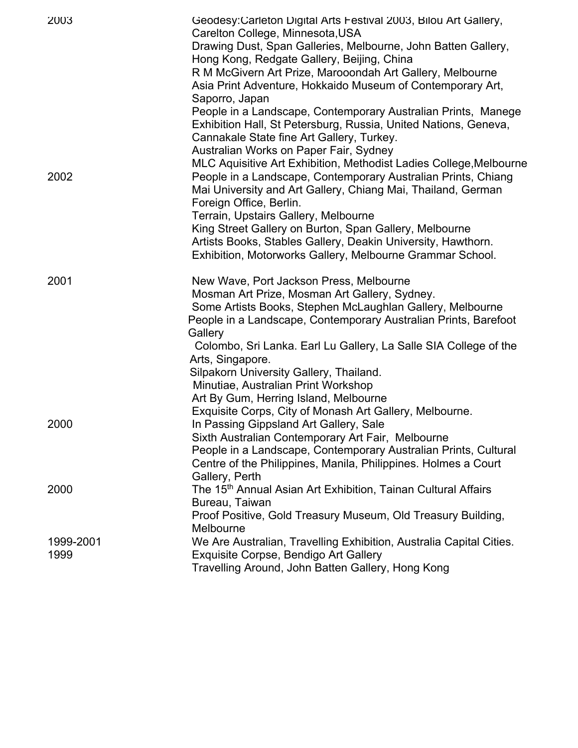| | |
|---|---|
| 2003 | Geodesy:Carleton Digital Arts Festival 2003, Bilou Art Gallery, Carelton College, Minnesota,USA |
| | Drawing Dust, Span Galleries, Melbourne, John Batten Gallery, Hong Kong, Redgate Gallery, Beijing, China |
| | R M McGivern Art Prize, Marooondah Art Gallery, Melbourne |
| | Asia Print Adventure, Hokkaido Museum of Contemporary Art, Saporro, Japan |
| | People in a Landscape, Contemporary Australian Prints, Manege Exhibition Hall, St Petersburg, Russia, United Nations, Geneva, Cannakale State fine Art Gallery, Turkey. |
| | Australian Works on Paper Fair, Sydney |
| | MLC Aquisitive Art Exhibition, Methodist Ladies College,Melbourne |
| 2002 | People in a Landscape, Contemporary Australian Prints, Chiang Mai University and Art Gallery, Chiang Mai, Thailand, German Foreign Office, Berlin. |
| | Terrain, Upstairs Gallery, Melbourne |
| | King Street Gallery on Burton, Span Gallery, Melbourne |
| | Artists Books, Stables Gallery, Deakin University, Hawthorn. |
| | Exhibition, Motorworks Gallery, Melbourne Grammar School. |
| 2001 | New Wave, Port Jackson Press, Melbourne |
| | Mosman Art Prize, Mosman Art Gallery, Sydney. |
| | Some Artists Books, Stephen McLaughlan Gallery, Melbourne |
| | People in a Landscape, Contemporary Australian Prints, Barefoot Gallery Colombo, Sri Lanka. Earl Lu Gallery, La Salle SIA College of the Arts, Singapore. |
| | Silpakorn University Gallery, Thailand. |
| | Minutiae, Australian Print Workshop |
| | Art By Gum, Herring Island, Melbourne |
| | Exquisite Corps, City of Monash Art Gallery, Melbourne. |
| 2000 | In Passing Gippsland Art Gallery, Sale |
| | Sixth Australian Contemporary Art Fair, Melbourne |
| | People in a Landscape, Contemporary Australian Prints, Cultural Centre of the Philippines, Manila, Philippines. Holmes a Court Gallery, Perth |
| 2000 | The 15th Annual Asian Art Exhibition, Tainan Cultural Affairs Bureau, Taiwan |
| | Proof Positive, Gold Treasury Museum, Old Treasury Building, Melbourne |
| 1999-2001 | We Are Australian, Travelling Exhibition, Australia Capital Cities. |
| 1999 | Exquisite Corpse, Bendigo Art Gallery |
| | Travelling Around, John Batten Gallery, Hong Kong |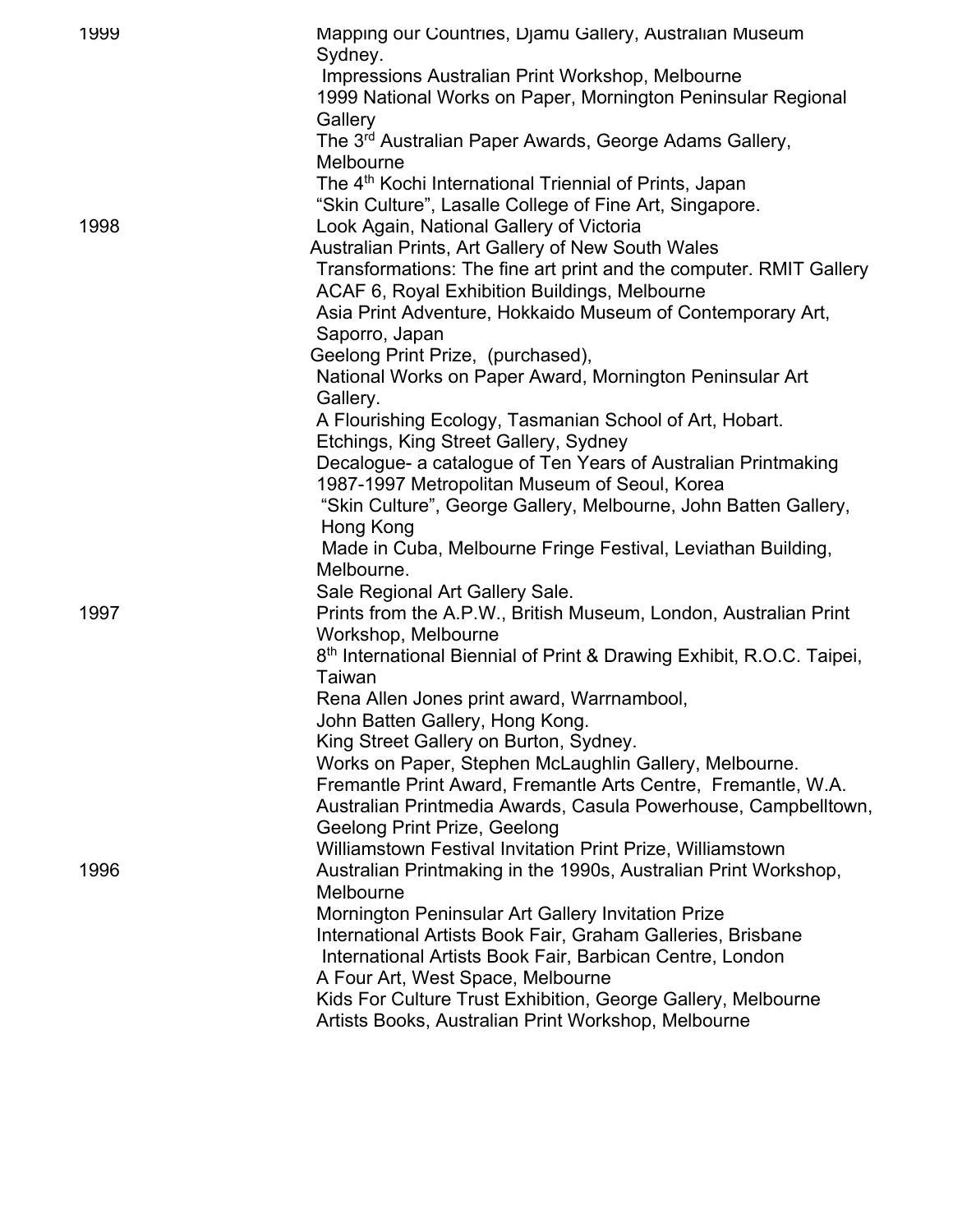1999

Mapping our Countries, Djamu Gallery, Australian Museum Sydney.
Impressions Australian Print Workshop, Melbourne
1999 National Works on Paper, Mornington Peninsular Regional Gallery
The 3rd Australian Paper Awards, George Adams Gallery, Melbourne
The 4th Kochi International Triennial of Prints, Japan
"Skin Culture", Lasalle College of Fine Art, Singapore.

1998

Look Again, National Gallery of Victoria
Australian Prints, Art Gallery of New South Wales
Transformations: The fine art print and the computer. RMIT Gallery
ACAF 6, Royal Exhibition Buildings, Melbourne
Asia Print Adventure, Hokkaido Museum of Contemporary Art, Saporro, Japan
Geelong Print Prize, (purchased),
National Works on Paper Award, Mornington Peninsular Art Gallery.
A Flourishing Ecology, Tasmanian School of Art, Hobart.
Etchings, King Street Gallery, Sydney
Decalogue- a catalogue of Ten Years of Australian Printmaking 1987-1997 Metropolitan Museum of Seoul, Korea
"Skin Culture", George Gallery, Melbourne, John Batten Gallery, Hong Kong
Made in Cuba, Melbourne Fringe Festival, Leviathan Building, Melbourne.
Sale Regional Art Gallery Sale.

1997

Prints from the A.P.W., British Museum, London, Australian Print Workshop, Melbourne
8th International Biennial of Print & Drawing Exhibit, R.O.C. Taipei, Taiwan
Rena Allen Jones print award, Warrnambool,
John Batten Gallery, Hong Kong.
King Street Gallery on Burton, Sydney.
Works on Paper, Stephen McLaughlin Gallery, Melbourne.
Fremantle Print Award, Fremantle Arts Centre, Fremantle, W.A.
Australian Printmedia Awards, Casula Powerhouse, Campbelltown,
Geelong Print Prize, Geelong
Williamstown Festival Invitation Print Prize, Williamstown

1996

Australian Printmaking in the 1990s, Australian Print Workshop, Melbourne
Mornington Peninsular Art Gallery Invitation Prize
International Artists Book Fair, Graham Galleries, Brisbane
International Artists Book Fair, Barbican Centre, London
A Four Art, West Space, Melbourne
Kids For Culture Trust Exhibition, George Gallery, Melbourne
Artists Books, Australian Print Workshop, Melbourne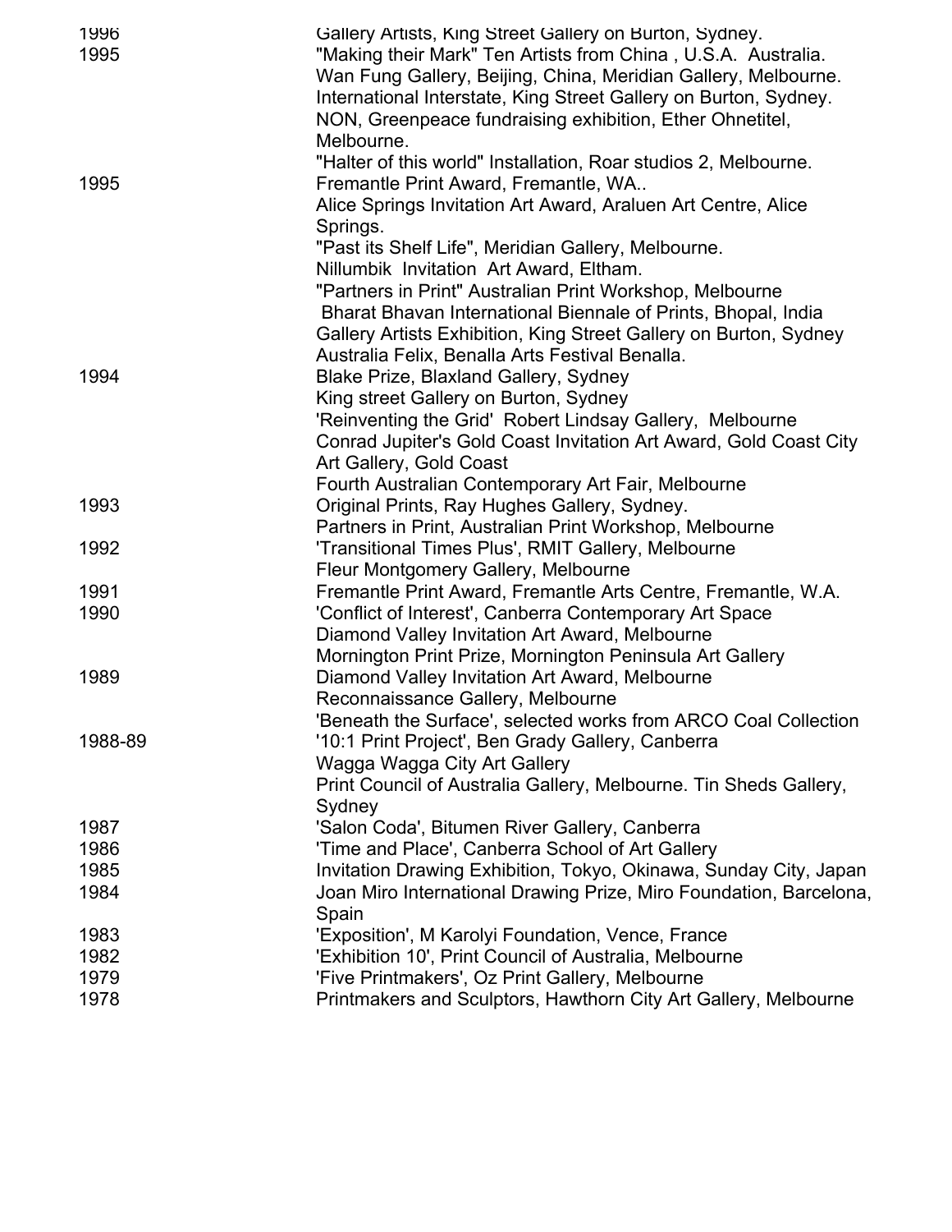| | |
|---|---|
| 1996 | Gallery Artists, King Street Gallery on Burton, Sydney. |
| 1995 | "Making their Mark" Ten Artists from China , U.S.A. Australia. Wan Fung Gallery, Beijing, China, Meridian Gallery, Melbourne. |
| | International Interstate, King Street Gallery on Burton, Sydney. |
| | NON, Greenpeace fundraising exhibition, Ether Ohnetitel, Melbourne. |
| | "Halter of this world" Installation, Roar studios 2, Melbourne. |
| 1995 | Fremantle Print Award, Fremantle, WA.. |
| | Alice Springs Invitation Art Award, Araluen Art Centre, Alice Springs. |
| | "Past its Shelf Life", Meridian Gallery, Melbourne. |
| | Nillumbik Invitation Art Award, Eltham. |
| | "Partners in Print" Australian Print Workshop, Melbourne |
| | Bharat Bhavan International Biennale of Prints, Bhopal, India |
| | Gallery Artists Exhibition, King Street Gallery on Burton, Sydney |
| | Australia Felix, Benalla Arts Festival Benalla. |
| 1994 | Blake Prize, Blaxland Gallery, Sydney |
| | King street Gallery on Burton, Sydney |
| | 'Reinventing the Grid' Robert Lindsay Gallery, Melbourne |
| | Conrad Jupiter's Gold Coast Invitation Art Award, Gold Coast City Art Gallery, Gold Coast |
| | Fourth Australian Contemporary Art Fair, Melbourne |
| 1993 | Original Prints, Ray Hughes Gallery, Sydney. |
| | Partners in Print, Australian Print Workshop, Melbourne |
| 1992 | 'Transitional Times Plus', RMIT Gallery, Melbourne |
| | Fleur Montgomery Gallery, Melbourne |
| 1991 | Fremantle Print Award, Fremantle Arts Centre, Fremantle, W.A. |
| 1990 | 'Conflict of Interest', Canberra Contemporary Art Space |
| | Diamond Valley Invitation Art Award, Melbourne |
| | Mornington Print Prize, Mornington Peninsula Art Gallery |
| 1989 | Diamond Valley Invitation Art Award, Melbourne |
| | Reconnaissance Gallery, Melbourne |
| | 'Beneath the Surface', selected works from ARCO Coal Collection |
| 1988-89 | '10:1 Print Project', Ben Grady Gallery, Canberra |
| | Wagga Wagga City Art Gallery |
| | Print Council of Australia Gallery, Melbourne. Tin Sheds Gallery, Sydney |
| 1987 | 'Salon Coda', Bitumen River Gallery, Canberra |
| 1986 | 'Time and Place', Canberra School of Art Gallery |
| 1985 | Invitation Drawing Exhibition, Tokyo, Okinawa, Sunday City, Japan |
| 1984 | Joan Miro International Drawing Prize, Miro Foundation, Barcelona, Spain |
| 1983 | 'Exposition', M Karolyi Foundation, Vence, France |
| 1982 | 'Exhibition 10', Print Council of Australia, Melbourne |
| 1979 | 'Five Printmakers', Oz Print Gallery, Melbourne |
| 1978 | Printmakers and Sculptors, Hawthorn City Art Gallery, Melbourne |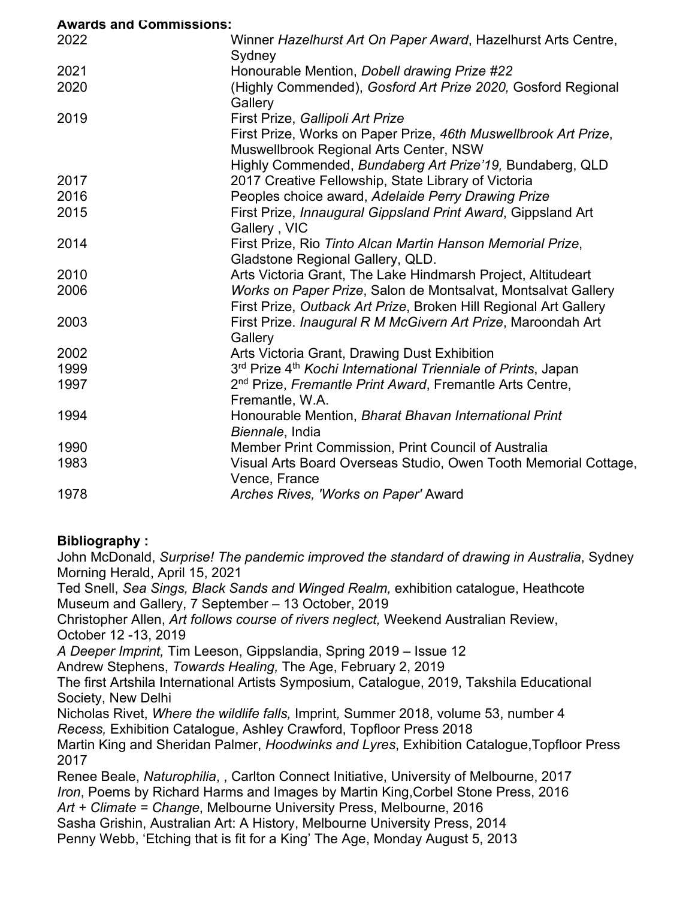**Awards and Commissions:**

| | |
|---|---|
| 2022 | Winner *Hazelhurst Art On Paper Award*, Hazelhurst Arts Centre, Sydney |
| 2021 | Honourable Mention, *Dobell drawing Prize #22* |
| 2020 | (Highly Commended), *Gosford Art Prize 2020,* Gosford Regional Gallery |
| 2019 | First Prize, *Gallipoli Art Prize* |
| | First Prize, Works on Paper Prize, *46th Muswellbrook Art Prize*, Muswellbrook Regional Arts Center, NSW |
| | Highly Commended, *Bundaberg Art Prize'19,* Bundaberg, QLD |
| 2017 | 2017 Creative Fellowship, State Library of Victoria |
| 2016 | Peoples choice award, *Adelaide Perry Drawing Prize* |
| 2015 | First Prize, *Innaugural Gippsland Print Award*, Gippsland Art Gallery , VIC |
| 2014 | First Prize, Rio *Tinto Alcan Martin Hanson Memorial Prize*, Gladstone Regional Gallery, QLD. |
| 2010 | Arts Victoria Grant, The Lake Hindmarsh Project, Altitudeart |
| 2006 | *Works on Paper Prize*, Salon de Montsalvat, Montsalvat Gallery |
| | First Prize, *Outback Art Prize*, Broken Hill Regional Art Gallery |
| 2003 | First Prize. *Inaugural R M McGivern Art Prize*, Maroondah Art Gallery |
| 2002 | Arts Victoria Grant, Drawing Dust Exhibition |
| 1999 | 3rd Prize 4th *Kochi International Triennale of Prints*, Japan |
| 1997 | 2nd Prize, *Fremantle Print Award*, Fremantle Arts Centre, Fremantle, W.A. |
| 1994 | Honourable Mention, *Bharat Bhavan International Print Biennale*, India |
| 1990 | Member Print Commission, Print Council of Australia |
| 1983 | Visual Arts Board Overseas Studio, Owen Tooth Memorial Cottage, Vence, France |
| 1978 | *Arches Rives, 'Works on Paper'* Award |

**Bibliography :**

John McDonald, *Surprise! The pandemic improved the standard of drawing in Australia*, Sydney Morning Herald, April 15, 2021

Ted Snell, *Sea Sings, Black Sands and Winged Realm,* exhibition catalogue, Heathcote Museum and Gallery, 7 September – 13 October, 2019

Christopher Allen, *Art follows course of rivers neglect,* Weekend Australian Review, October 12 -13, 2019

*A Deeper Imprint,* Tim Leeson, Gippslandia, Spring 2019 – Issue 12

Andrew Stephens, *Towards Healing,* The Age, February 2, 2019

The first Artshila International Artists Symposium, Catalogue, 2019, Takshila Educational Society, New Delhi

Nicholas Rivet, *Where the wildlife falls,* Imprint*,* Summer 2018, volume 53, number 4

*Recess,* Exhibition Catalogue, Ashley Crawford, Topfloor Press 2018

Martin King and Sheridan Palmer, *Hoodwinks and Lyres*, Exhibition Catalogue,Topfloor Press 2017

Renee Beale, *Naturophilia*, , Carlton Connect Initiative, University of Melbourne, 2017

*Iron*, Poems by Richard Harms and Images by Martin King,Corbel Stone Press, 2016

*Art + Climate = Change*, Melbourne University Press, Melbourne, 2016

Sasha Grishin, Australian Art: A History, Melbourne University Press, 2014

Penny Webb, 'Etching that is fit for a King' The Age, Monday August 5, 2013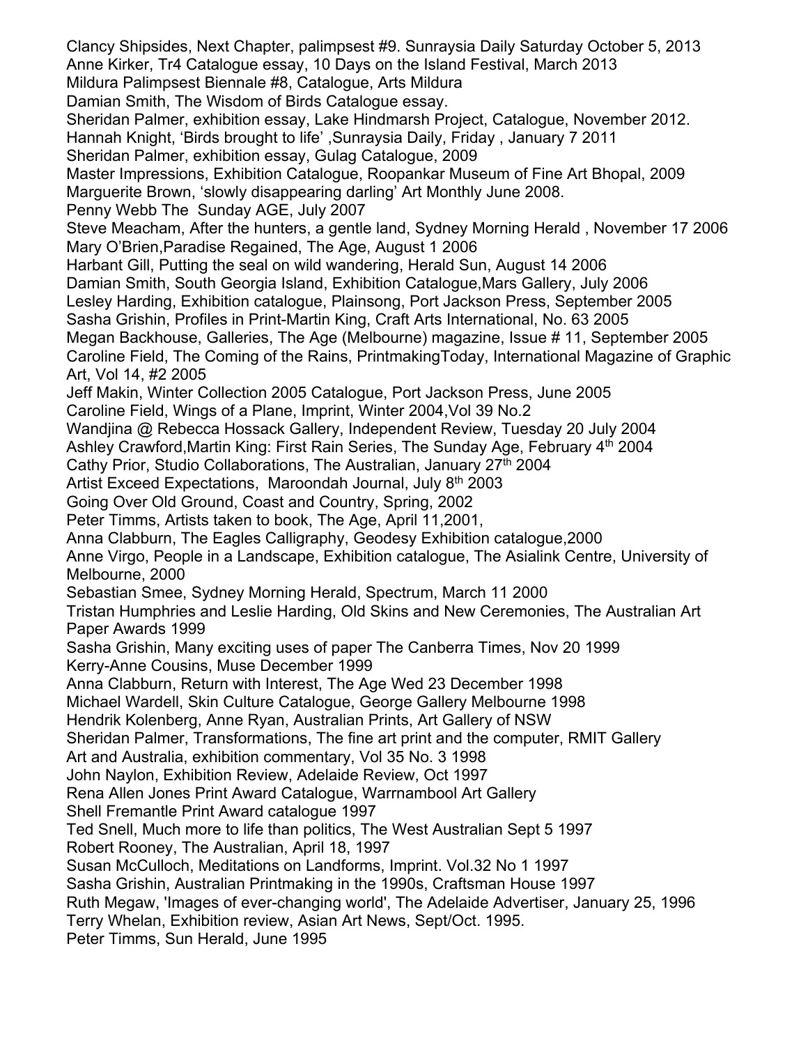Clancy Shipsides, Next Chapter, palimpsest #9. Sunraysia Daily Saturday October 5, 2013
Anne Kirker, Tr4 Catalogue essay, 10 Days on the Island Festival, March 2013
Mildura Palimpsest Biennale #8, Catalogue, Arts Mildura
Damian Smith, The Wisdom of Birds Catalogue essay.
Sheridan Palmer, exhibition essay, Lake Hindmarsh Project, Catalogue, November 2012.
Hannah Knight, 'Birds brought to life' ,Sunraysia Daily, Friday , January 7 2011
Sheridan Palmer, exhibition essay, Gulag Catalogue, 2009
Master Impressions, Exhibition Catalogue, Roopankar Museum of Fine Art Bhopal, 2009
Marguerite Brown, 'slowly disappearing darling' Art Monthly June 2008.
Penny Webb The Sunday AGE, July 2007
Steve Meacham, After the hunters, a gentle land, Sydney Morning Herald , November 17 2006
Mary O'Brien,Paradise Regained, The Age, August 1 2006
Harbant Gill, Putting the seal on wild wandering, Herald Sun, August 14 2006
Damian Smith, South Georgia Island, Exhibition Catalogue,Mars Gallery, July 2006
Lesley Harding, Exhibition catalogue, Plainsong, Port Jackson Press, September 2005
Sasha Grishin, Profiles in Print-Martin King, Craft Arts International, No. 63 2005
Megan Backhouse, Galleries, The Age (Melbourne) magazine, Issue # 11, September 2005
Caroline Field, The Coming of the Rains, PrintmakingToday, International Magazine of Graphic Art, Vol 14, #2 2005
Jeff Makin, Winter Collection 2005 Catalogue, Port Jackson Press, June 2005
Caroline Field, Wings of a Plane, Imprint, Winter 2004,Vol 39 No.2
Wandjina @ Rebecca Hossack Gallery, Independent Review, Tuesday 20 July 2004
Ashley Crawford,Martin King: First Rain Series, The Sunday Age, February 4th 2004
Cathy Prior, Studio Collaborations, The Australian, January 27th 2004
Artist Exceed Expectations, Maroondah Journal, July 8th 2003
Going Over Old Ground, Coast and Country, Spring, 2002
Peter Timms, Artists taken to book, The Age, April 11,2001,
Anna Clabburn, The Eagles Calligraphy, Geodesy Exhibition catalogue,2000
Anne Virgo, People in a Landscape, Exhibition catalogue, The Asialink Centre, University of Melbourne, 2000
Sebastian Smee, Sydney Morning Herald, Spectrum, March 11 2000
Tristan Humphries and Leslie Harding, Old Skins and New Ceremonies, The Australian Art Paper Awards 1999
Sasha Grishin, Many exciting uses of paper The Canberra Times, Nov 20 1999
Kerry-Anne Cousins, Muse December 1999
Anna Clabburn, Return with Interest, The Age Wed 23 December 1998
Michael Wardell, Skin Culture Catalogue, George Gallery Melbourne 1998
Hendrik Kolenberg, Anne Ryan, Australian Prints, Art Gallery of NSW
Sheridan Palmer, Transformations, The fine art print and the computer, RMIT Gallery
Art and Australia, exhibition commentary, Vol 35 No. 3 1998
John Naylon, Exhibition Review, Adelaide Review, Oct 1997
Rena Allen Jones Print Award Catalogue, Warrnambool Art Gallery
Shell Fremantle Print Award catalogue 1997
Ted Snell, Much more to life than politics, The West Australian Sept 5 1997
Robert Rooney, The Australian, April 18, 1997
Susan McCulloch, Meditations on Landforms, Imprint. Vol.32 No 1 1997
Sasha Grishin, Australian Printmaking in the 1990s, Craftsman House 1997
Ruth Megaw, 'Images of ever-changing world', The Adelaide Advertiser, January 25, 1996
Terry Whelan, Exhibition review, Asian Art News, Sept/Oct. 1995.
Peter Timms, Sun Herald, June 1995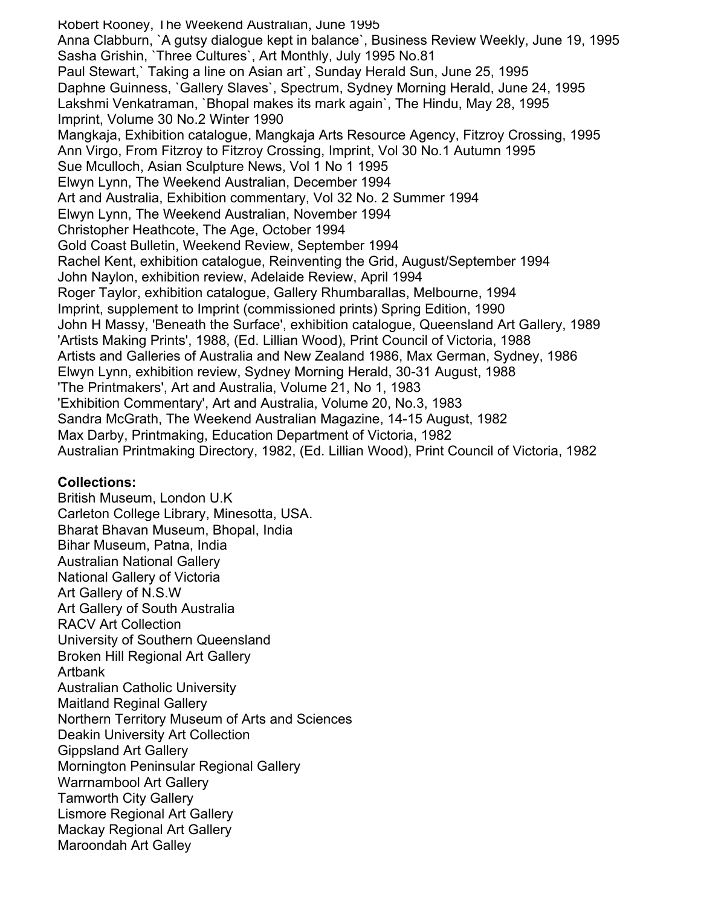Robert Rooney, The Weekend Australian, June 1995
Anna Clabburn, `A gutsy dialogue kept in balance`, Business Review Weekly, June 19, 1995
Sasha Grishin, `Three Cultures`, Art Monthly, July 1995 No.81
Paul Stewart,` Taking a line on Asian art`, Sunday Herald Sun, June 25, 1995
Daphne Guinness, `Gallery Slaves`, Spectrum, Sydney Morning Herald, June 24, 1995
Lakshmi Venkatraman, `Bhopal makes its mark again`, The Hindu, May 28, 1995
Imprint, Volume 30 No.2 Winter 1990
Mangkaja, Exhibition catalogue, Mangkaja Arts Resource Agency, Fitzroy Crossing, 1995
Ann Virgo, From Fitzroy to Fitzroy Crossing, Imprint, Vol 30 No.1 Autumn 1995
Sue Mculloch, Asian Sculpture News, Vol 1 No 1 1995
Elwyn Lynn, The Weekend Australian, December 1994
Art and Australia, Exhibition commentary, Vol 32 No. 2 Summer 1994
Elwyn Lynn, The Weekend Australian, November 1994
Christopher Heathcote, The Age, October 1994
Gold Coast Bulletin, Weekend Review, September 1994
Rachel Kent, exhibition catalogue, Reinventing the Grid, August/September 1994
John Naylon, exhibition review, Adelaide Review, April 1994
Roger Taylor, exhibition catalogue, Gallery Rhumbarallas, Melbourne, 1994
Imprint, supplement to Imprint (commissioned prints) Spring Edition, 1990
John H Massy, 'Beneath the Surface', exhibition catalogue, Queensland Art Gallery, 1989
'Artists Making Prints', 1988, (Ed. Lillian Wood), Print Council of Victoria, 1988
Artists and Galleries of Australia and New Zealand 1986, Max German, Sydney, 1986
Elwyn Lynn, exhibition review, Sydney Morning Herald, 30-31 August, 1988
'The Printmakers', Art and Australia, Volume 21, No 1, 1983
'Exhibition Commentary', Art and Australia, Volume 20, No.3, 1983
Sandra McGrath, The Weekend Australian Magazine, 14-15 August, 1982
Max Darby, Printmaking, Education Department of Victoria, 1982
Australian Printmaking Directory, 1982, (Ed. Lillian Wood), Print Council of Victoria, 1982

**Collections:**
British Museum, London U.K
Carleton College Library, Minesotta, USA.
Bharat Bhavan Museum, Bhopal, India
Bihar Museum, Patna, India
Australian National Gallery
National Gallery of Victoria
Art Gallery of N.S.W
Art Gallery of South Australia
RACV Art Collection
University of Southern Queensland
Broken Hill Regional Art Gallery
Artbank
Australian Catholic University
Maitland Reginal Gallery
Northern Territory Museum of Arts and Sciences
Deakin University Art Collection
Gippsland Art Gallery
Mornington Peninsular Regional Gallery
Warrnambool Art Gallery
Tamworth City Gallery
Lismore Regional Art Gallery
Mackay Regional Art Gallery
Maroondah Art Galley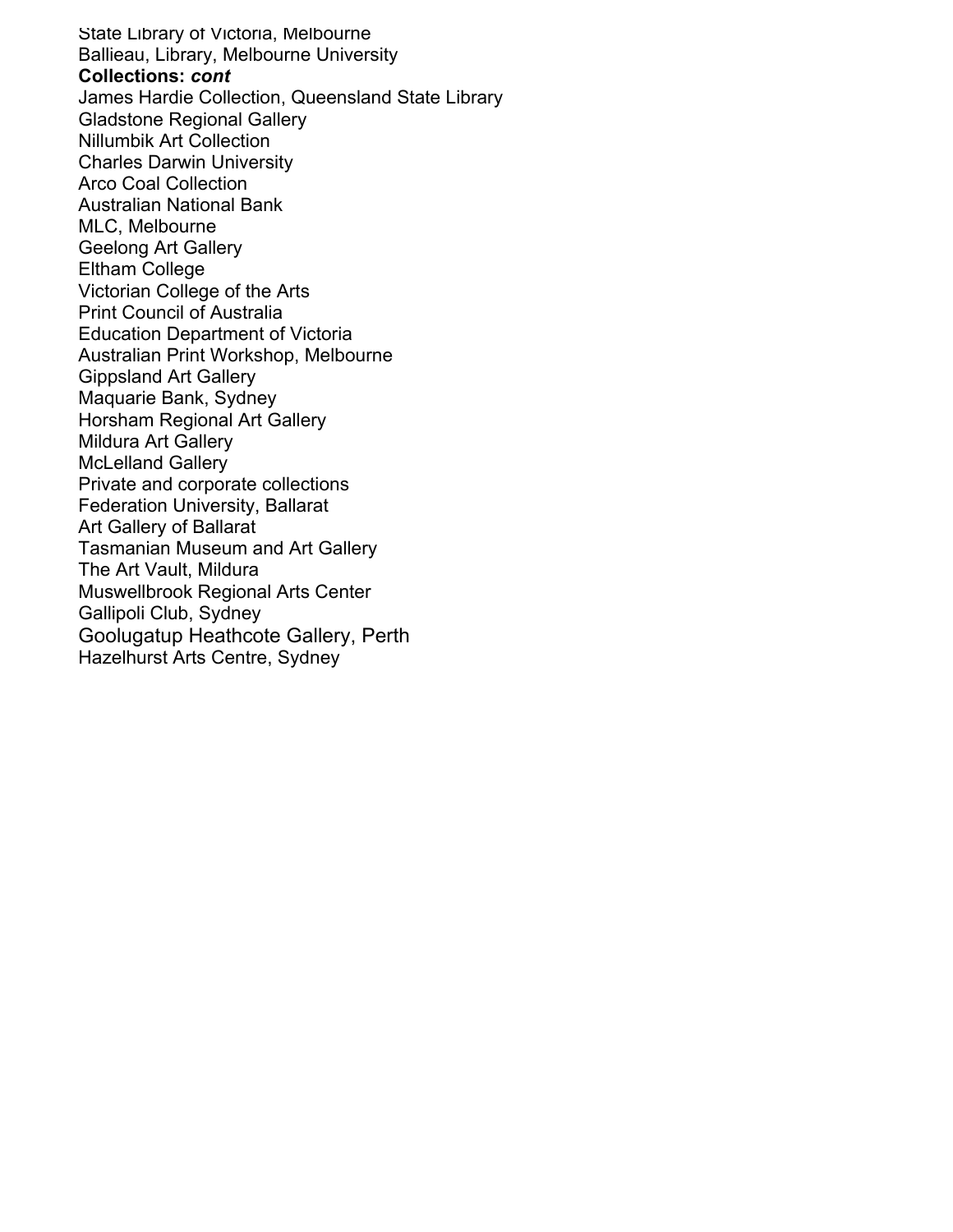State Library of Victoria, Melbourne
Ballieau, Library, Melbourne University

**Collections:** ***cont***

James Hardie Collection, Queensland State Library
Gladstone Regional Gallery
Nillumbik Art Collection
Charles Darwin University
Arco Coal Collection
Australian National Bank
MLC, Melbourne
Geelong Art Gallery
Eltham College
Victorian College of the Arts
Print Council of Australia
Education Department of Victoria
Australian Print Workshop, Melbourne
Gippsland Art Gallery
Maquarie Bank, Sydney
Horsham Regional Art Gallery
Mildura Art Gallery
McLelland Gallery
Private and corporate collections
Federation University, Ballarat
Art Gallery of Ballarat
Tasmanian Museum and Art Gallery
The Art Vault, Mildura
Muswellbrook Regional Arts Center
Gallipoli Club, Sydney
Goolugatup Heathcote Gallery, Perth
Hazelhurst Arts Centre, Sydney